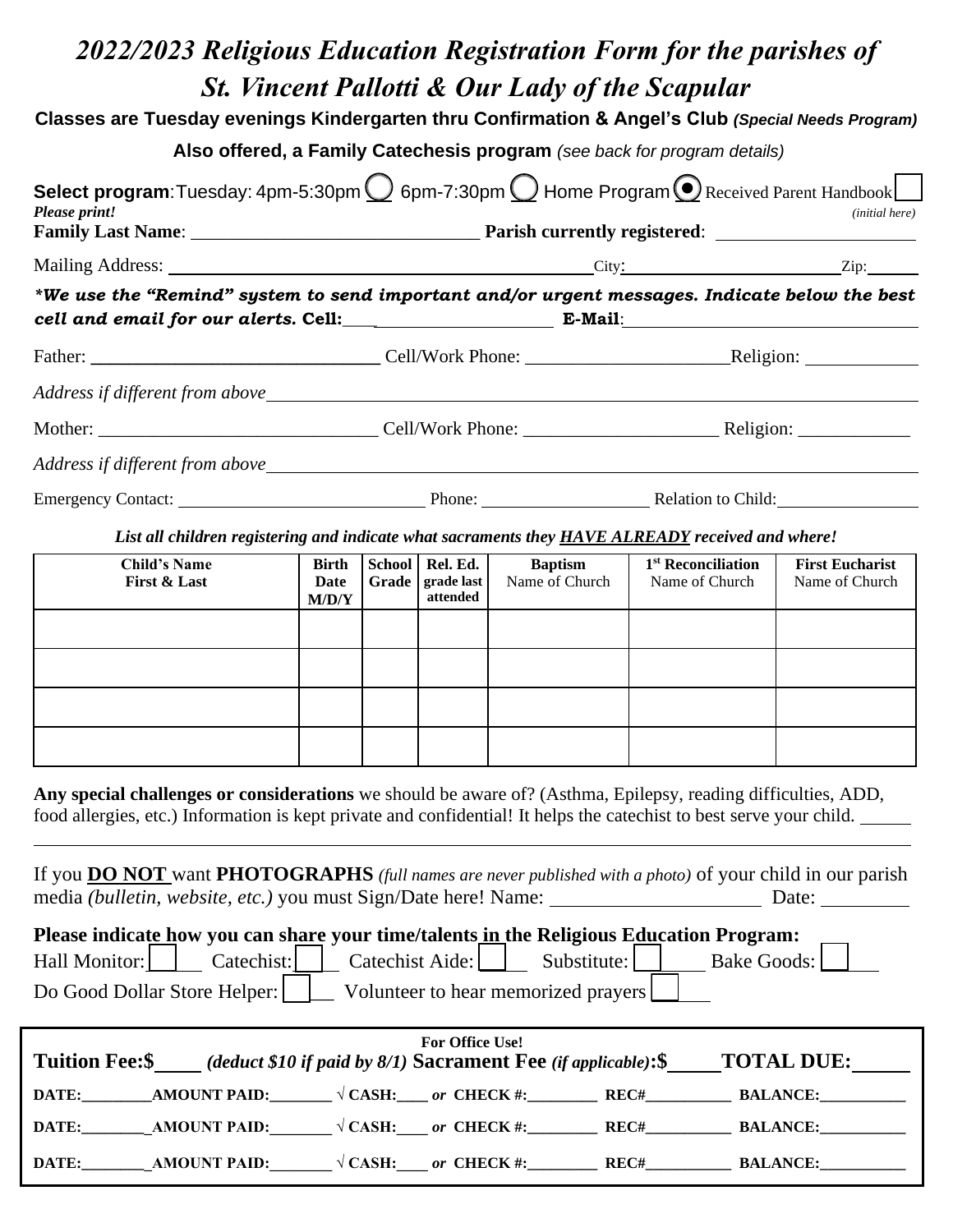# *2022/2023 Religious Education Registration Form for the parishes of St. Vincent Pallotti & Our Lady of the Scapular*

**Classes are Tuesday evenings Kindergarten thru Confirmation & Angel's Club** ***(Special Needs Program)***

**Also offered, a Family Catechesis program** *(see back for program details)*

**Select program**: Tuesday: 4pm-5:30pm ◯ 6pm-7:30pm ◯ Home Program ◉ Received Parent Handbook ☐ *(initial here)*

***Please print!***

**Family Last Name**: ______________________________ **Parish currently registered**: ____________________

Mailing Address: ____________________________________________ City: ______________________ Zip: ______

***\*We use the "Remind" system to send important and/or urgent messages. Indicate below the best cell and email for our alerts. Cell:*** ________________________ ***E-Mail***: ______________________________

Father: ______________________________ Cell/Work Phone: ____________________ Religion: ____________

*Address if different from above* ____________________________________________________________

Mother: ______________________________ Cell/Work Phone: ____________________ Religion: ____________

*Address if different from above* ____________________________________________________________

Emergency Contact: ___________________________ Phone: __________________ Relation to Child: ________________

***List all children registering and indicate what sacraments they HAVE ALREADY received and where!***

| Child's Name First & Last | Birth Date M/D/Y | School Grade | Rel. Ed. grade last attended | Baptism Name of Church | 1st Reconciliation Name of Church | First Eucharist Name of Church |
|---|---|---|---|---|---|---|
| | | | | | | |
| | | | | | | |
| | | | | | | |
| | | | | | | |

**Any special challenges or considerations** we should be aware of? (Asthma, Epilepsy, reading difficulties, ADD, food allergies, etc.) Information is kept private and confidential! It helps the catechist to best serve your child. ______

______________________________________________________________________________________________

If you **DO NOT** want **PHOTOGRAPHS** *(full names are never published with a photo)* of your child in our parish media *(bulletin, website, etc.)* you must Sign/Date here! Name: _____________________ Date: _________

**Please indicate how you can share your time/talents in the Religious Education Program:**

Hall Monitor: ☐ Catechist: ☐ Catechist Aide: ☐ Substitute: ☐ Bake Goods: ☐

Do Good Dollar Store Helper: ☐ Volunteer to hear memorized prayers ☐

**For Office Use!**

**Tuition Fee:$** ____ ***(deduct $10 if paid by 8/1)*** **Sacrament Fee** ***(if applicable)*****:$** _____ **TOTAL DUE:** ______

**DATE:**_________**AMOUNT PAID:**________ **√ CASH:**____ ***or*** **CHECK #:**_________ **REC#**___________ **BALANCE:**___________

**DATE:**_________**AMOUNT PAID:**________ **√ CASH:**____ ***or*** **CHECK #:**_________ **REC#**___________ **BALANCE:**___________

**DATE:**_________**AMOUNT PAID:**________ **√ CASH:**____ ***or*** **CHECK #:**_________ **REC#**___________ **BALANCE:**___________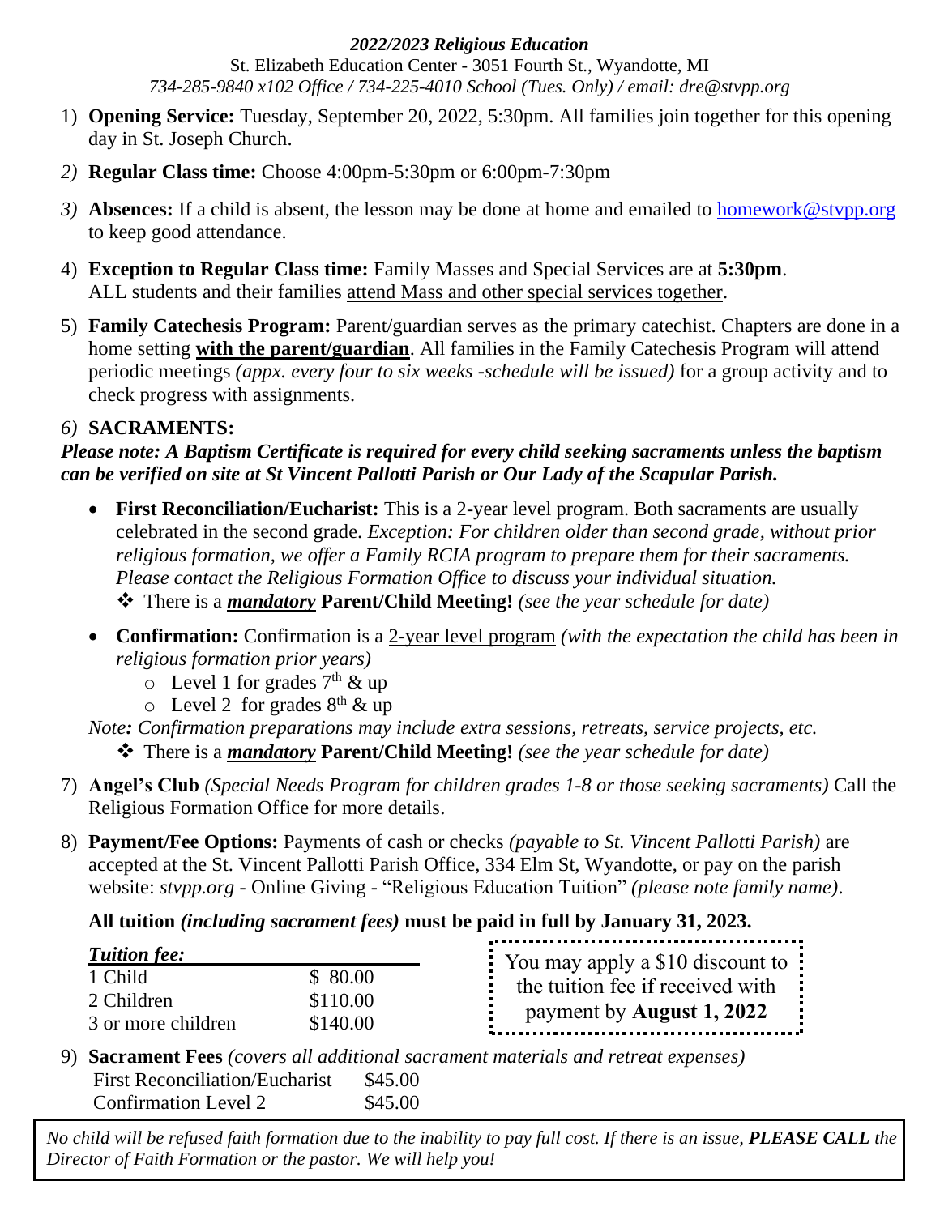***2022/2023 Religious Education***

St. Elizabeth Education Center - 3051 Fourth St., Wyandotte, MI

*734-285-9840 x102 Office / 734-225-4010 School (Tues. Only) / email: dre@stvpp.org*

1) **Opening Service:** Tuesday, September 20, 2022, 5:30pm. All families join together for this opening day in St. Joseph Church.
2) **Regular Class time:** Choose 4:00pm-5:30pm or 6:00pm-7:30pm
3) **Absences:** If a child is absent, the lesson may be done at home and emailed to homework@stvpp.org to keep good attendance.
4) **Exception to Regular Class time:** Family Masses and Special Services are at **5:30pm**. ALL students and their families attend Mass and other special services together.
5) **Family Catechesis Program:** Parent/guardian serves as the primary catechist. Chapters are done in a home setting **with the parent/guardian**. All families in the Family Catechesis Program will attend periodic meetings *(appx. every four to six weeks -schedule will be issued)* for a group activity and to check progress with assignments.
6) **SACRAMENTS:**

***Please note: A Baptism Certificate is required for every child seeking sacraments unless the baptism can be verified on site at St Vincent Pallotti Parish or Our Lady of the Scapular Parish.***

- **First Reconciliation/Eucharist:** This is a 2-year level program. Both sacraments are usually celebrated in the second grade. *Exception: For children older than second grade, without prior religious formation, we offer a Family RCIA program to prepare them for their sacraments. Please contact the Religious Formation Office to discuss your individual situation.*
  - ❖ There is a ***mandatory*** **Parent/Child Meeting!** *(see the year schedule for date)*
- **Confirmation:** Confirmation is a 2-year level program *(with the expectation the child has been in religious formation prior years)*
  - Level 1 for grades 7th & up
  - Level 2 for grades 8th & up

*Note: Confirmation preparations may include extra sessions, retreats, service projects, etc.*

- ❖ There is a ***mandatory*** **Parent/Child Meeting!** *(see the year schedule for date)*

7) **Angel's Club** *(Special Needs Program for children grades 1-8 or those seeking sacraments)* Call the Religious Formation Office for more details.
8) **Payment/Fee Options:** Payments of cash or checks *(payable to St. Vincent Pallotti Parish)* are accepted at the St. Vincent Pallotti Parish Office, 334 Elm St, Wyandotte, or pay on the parish website: *stvpp.org* - Online Giving - "Religious Education Tuition" *(please note family name)*.

**All tuition *(including sacrament fees)* must be paid in full by January 31, 2023.**

| ***Tuition fee:*** | |
|---|---|
| 1 Child | $ 80.00 |
| 2 Children | $110.00 |
| 3 or more children | $140.00 |

You may apply a $10 discount to the tuition fee if received with payment by **August 1, 2022**

9) **Sacrament Fees** *(covers all additional sacrament materials and retreat expenses)*

| | |
|---|---|
| First Reconciliation/Eucharist | $45.00 |
| Confirmation Level 2 | $45.00 |

*No child will be refused faith formation due to the inability to pay full cost. If there is an issue, **PLEASE CALL** the Director of Faith Formation or the pastor. We will help you!*